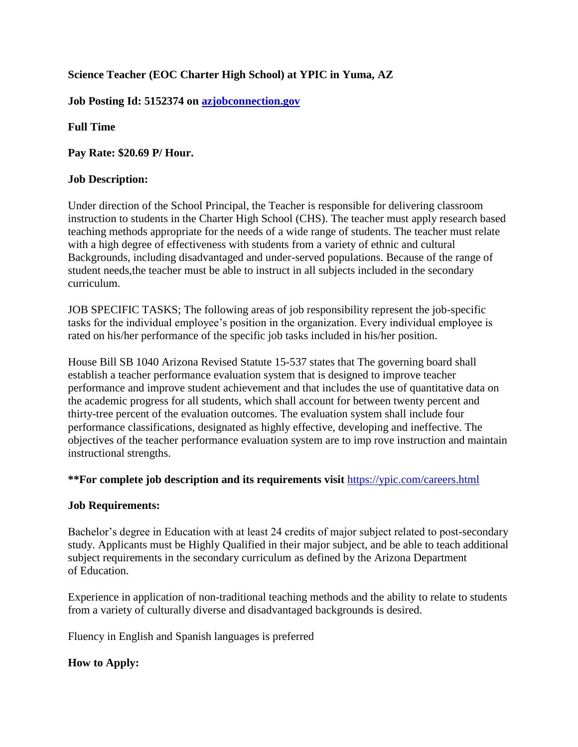**Science Teacher (EOC Charter High School) at YPIC in Yuma, AZ**

**Job Posting Id: 5152374 on [azjobconnection.gov](azjobconnection.gov)**

**Full Time**

**Pay Rate: $20.69 P/ Hour.**

**Job Description:**

Under direction of the School Principal, the Teacher is responsible for delivering classroom instruction to students in the Charter High School (CHS). The teacher must apply research based teaching methods appropriate for the needs of a wide range of students. The teacher must relate with a high degree of effectiveness with students from a variety of ethnic and cultural Backgrounds, including disadvantaged and under-served populations. Because of the range of student needs,the teacher must be able to instruct in all subjects included in the secondary curriculum.

JOB SPECIFIC TASKS; The following areas of job responsibility represent the job-specific tasks for the individual employee's position in the organization. Every individual employee is rated on his/her performance of the specific job tasks included in his/her position.

House Bill SB 1040 Arizona Revised Statute 15-537 states that The governing board shall establish a teacher performance evaluation system that is designed to improve teacher performance and improve student achievement and that includes the use of quantitative data on the academic progress for all students, which shall account for between twenty percent and thirty-tree percent of the evaluation outcomes. The evaluation system shall include four performance classifications, designated as highly effective, developing and ineffective. The objectives of the teacher performance evaluation system are to imp rove instruction and maintain instructional strengths.

**\*\*For complete job description and its requirements visit** https://ypic.com/careers.html

**Job Requirements:**

Bachelor's degree in Education with at least 24 credits of major subject related to post-secondary study. Applicants must be Highly Qualified in their major subject, and be able to teach additional subject requirements in the secondary curriculum as defined by the Arizona Department of Education.

Experience in application of non-traditional teaching methods and the ability to relate to students from a variety of culturally diverse and disadvantaged backgrounds is desired.

Fluency in English and Spanish languages is preferred

**How to Apply:**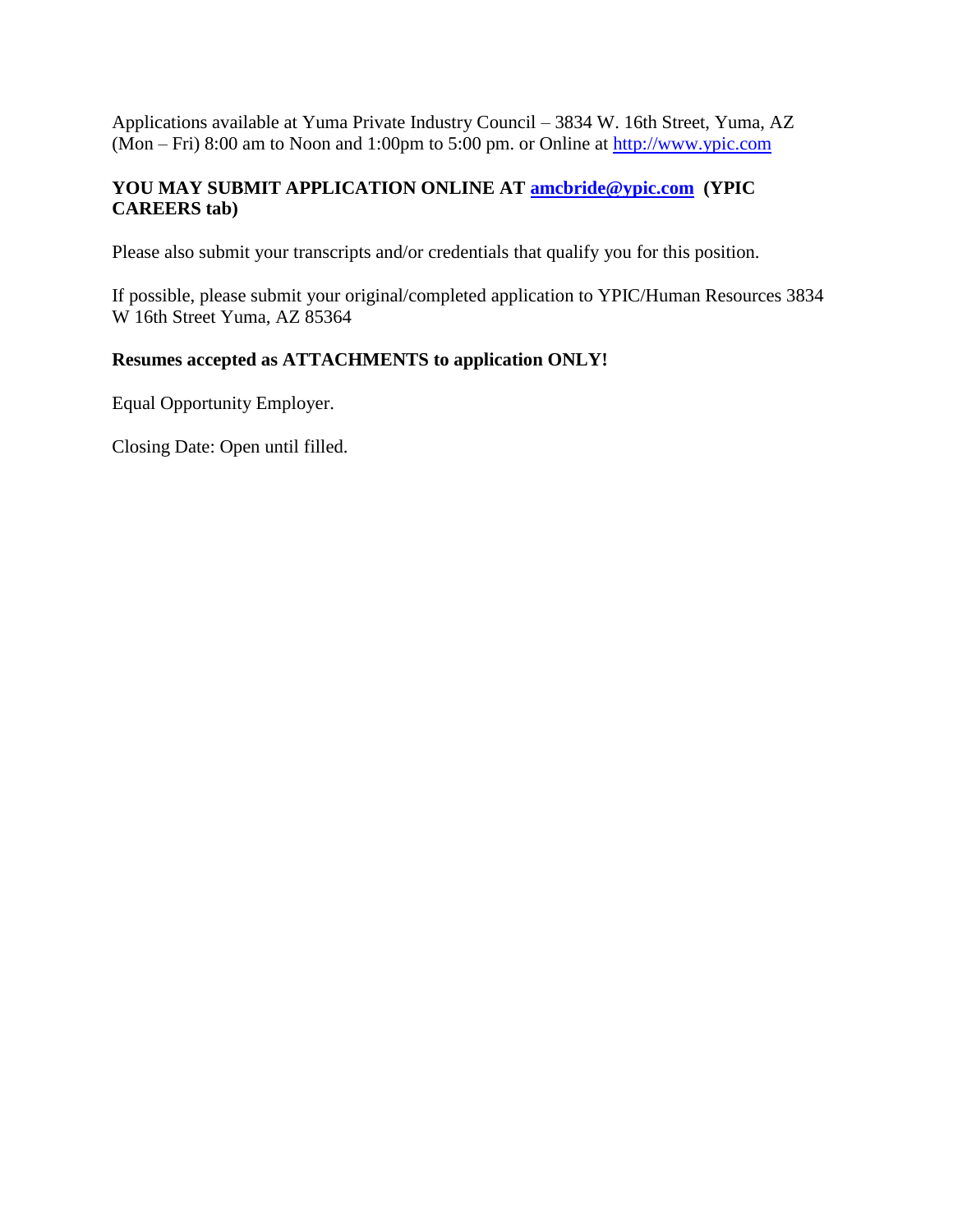Applications available at Yuma Private Industry Council – 3834 W. 16th Street, Yuma, AZ (Mon – Fri) 8:00 am to Noon and 1:00pm to 5:00 pm. or Online at http://www.ypic.com

**YOU MAY SUBMIT APPLICATION ONLINE AT amcbride@ypic.com (YPIC CAREERS tab)**

Please also submit your transcripts and/or credentials that qualify you for this position.

If possible, please submit your original/completed application to YPIC/Human Resources 3834 W 16th Street Yuma, AZ 85364

**Resumes accepted as ATTACHMENTS to application ONLY!**

Equal Opportunity Employer.

Closing Date: Open until filled.